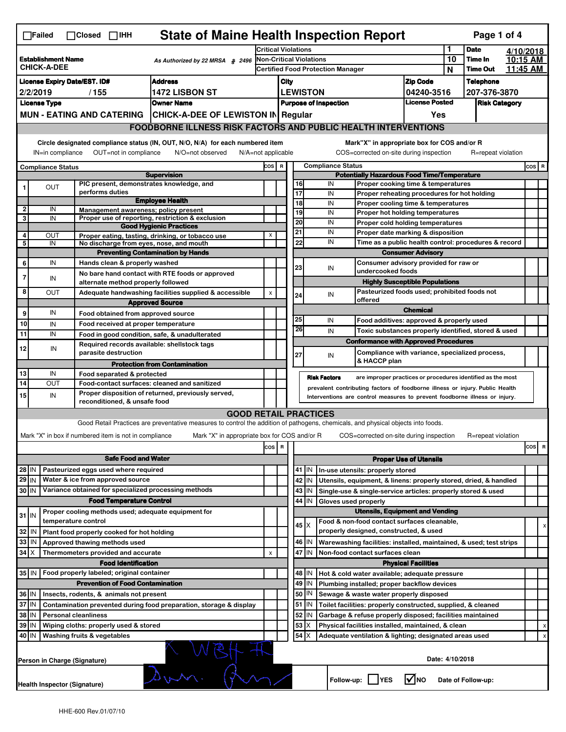☐Failed ☐Closed ☐IHH

# State of Maine Health Inspection Report

| | | | | |
|---|---|---|---|---|
| **Establishment Name** CHICK-A-DEE | As Authorized by 22 MRSA § 2496 | Critical Violations | 1 | **Date** 4/10/2018 |
| | | Non-Critical Violations | 10 | **Time In** 10:15 AM |
| | | Certified Food Protection Manager | N | **Time Out** 11:45 AM |

| License Expiry Date/EST. ID# | Address | City | Zip Code | Telephone |
|---|---|---|---|---|
| 2/2/2019 / 155 | 1472 LISBON ST | LEWISTON | 04240-3516 | 207-376-3870 |

| License Type | Owner Name | Purpose of Inspection | License Posted | Risk Category |
|---|---|---|---|---|
| MUN - EATING AND CATERING | CHICK-A-DEE OF LEWISTON IN | Regular | Yes | |

## FOODBORNE ILLNESS RISK FACTORS AND PUBLIC HEALTH INTERVENTIONS

Circle designated compliance status (IN, OUT, N/O, N/A) for each numbered item
IN=in compliance OUT=not in compliance N/O=not observed N/A=not applicable

Mark"X" in appropriate box for COS and/or R
COS=corrected on-site during inspection R=repeat violation

| # | Compliance Status | Item | COS | R |
|---|---|---|---|---|
| | | **Supervision** | | |
| 1 | OUT | PIC present, demonstrates knowledge, and performs duties | | |
| | | **Employee Health** | | |
| 2 | IN | Management awareness; policy present | | |
| 3 | IN | Proper use of reporting, restriction & exclusion | | |
| | | **Good Hygienic Practices** | | |
| 4 | OUT | Proper eating, tasting, drinking, or tobacco use | X | |
| 5 | IN | No discharge from eyes, nose, and mouth | | |
| | | **Preventing Contamination by Hands** | | |
| 6 | IN | Hands clean & properly washed | | |
| 7 | IN | No bare hand contact with RTE foods or approved alternate method properly followed | | |
| 8 | OUT | Adequate handwashing facilities supplied & accessible | X | |
| | | **Approved Source** | | |
| 9 | IN | Food obtained from approved source | | |
| 10 | IN | Food received at proper temperature | | |
| 11 | IN | Food in good condition, safe, & unadulterated | | |
| 12 | IN | Required records available: shellstock tags parasite destruction | | |
| | | **Protection from Contamination** | | |
| 13 | IN | Food separated & protected | | |
| 14 | OUT | Food-contact surfaces: cleaned and sanitized | | |
| 15 | IN | Proper disposition of returned, previously served, reconditioned, & unsafe food | | |
| | | **Potentially Hazardous Food Time/Temperature** | | |
| 16 | IN | Proper cooking time & temperatures | | |
| 17 | IN | Proper reheating procedures for hot holding | | |
| 18 | IN | Proper cooling time & temperatures | | |
| 19 | IN | Proper hot holding temperatures | | |
| 20 | IN | Proper cold holding temperatures | | |
| 21 | IN | Proper date marking & disposition | | |
| 22 | IN | Time as a public health control: procedures & record | | |
| | | **Consumer Advisory** | | |
| 23 | IN | Consumer advisory provided for raw or undercooked foods | | |
| | | **Highly Susceptible Populations** | | |
| 24 | IN | Pasteurized foods used; prohibited foods not offered | | |
| | | **Chemical** | | |
| 25 | IN | Food additives: approved & properly used | | |
| 26 | IN | Toxic substances properly identified, stored & used | | |
| | | **Conformance with Approved Procedures** | | |
| 27 | IN | Compliance with variance, specialized process, & HACCP plan | | |

**Risk Factors** are improper practices or procedures identified as the most prevalent contributing factors of foodborne illness or injury. Public Health Interventions are control measures to prevent foodborne illness or injury.

## GOOD RETAIL PRACTICES

Good Retail Practices are preventative measures to control the addition of pathogens, chemicals, and physical objects into foods.

Mark "X" in box if numbered item is not in compliance Mark "X" in appropriate box for COS and/or R COS=corrected on-site during inspection R=repeat violation

| # | Status | Item | COS | R |
|---|---|---|---|---|
| | | **Safe Food and Water** | | |
| 28 | IN | Pasteurized eggs used where required | | |
| 29 | IN | Water & ice from approved source | | |
| 30 | IN | Variance obtained for specialized processing methods | | |
| | | **Food Temperature Control** | | |
| 31 | IN | Proper cooling methods used; adequate equipment for temperature control | | |
| 32 | IN | Plant food properly cooked for hot holding | | |
| 33 | IN | Approved thawing methods used | | |
| 34 | X | Thermometers provided and accurate | X | |
| | | **Food Identification** | | |
| 35 | IN | Food properly labeled; original container | | |
| | | **Prevention of Food Contamination** | | |
| 36 | IN | Insects, rodents, & animals not present | | |
| 37 | IN | Contamination prevented during food preparation, storage & display | | |
| 38 | IN | Personal cleanliness | | |
| 39 | IN | Wiping cloths: properly used & stored | | |
| 40 | IN | Washing fruits & vegetables | | |
| | | **Proper Use of Utensils** | | |
| 41 | IN | In-use utensils: properly stored | | |
| 42 | IN | Utensils, equipment, & linens: properly stored, dried, & handled | | |
| 43 | IN | Single-use & single-service articles: properly stored & used | | |
| 44 | IN | Gloves used properly | | |
| | | **Utensils, Equipment and Vending** | | |
| 45 | X | Food & non-food contact surfaces cleanable, properly designed, constructed, & used | | X |
| 46 | IN | Warewashing facilities: installed, maintained, & used; test strips | | |
| 47 | IN | Non-food contact surfaces clean | | |
| | | **Physical Facilities** | | |
| 48 | IN | Hot & cold water available; adequate pressure | | |
| 49 | IN | Plumbing installed; proper backflow devices | | |
| 50 | IN | Sewage & waste water properly disposed | | |
| 51 | IN | Toilet facilities: properly constructed, supplied, & cleaned | | |
| 52 | IN | Garbage & refuse properly disposed; facilities maintained | | |
| 53 | X | Physical facilities installed, maintained, & clean | | X |
| 54 | X | Adequate ventilation & lighting; designated areas used | | X |

Person in Charge (Signature): [signature]

Date: 4/10/2018

Health Inspector (Signature): [signature]

Follow-up: ☐ YES ☑ NO Date of Follow-up:

HHE-600 Rev.01/07/10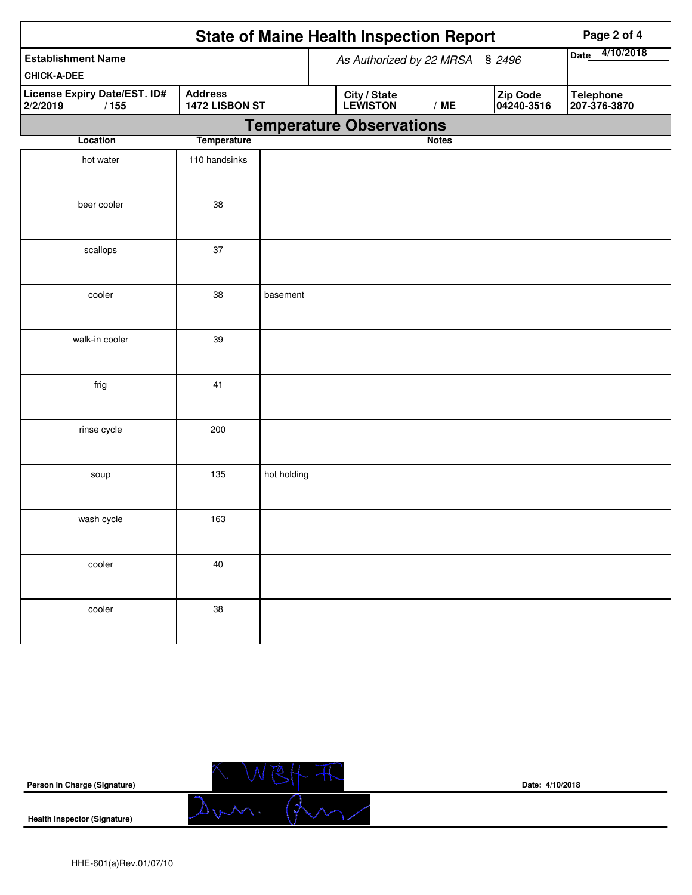# State of Maine Health Inspection Report

| Establishment Name | As Authorized by 22 MRSA § 2496 | | | Date 4/10/2018 |
|---|---|---|---|---|
| CHICK-A-DEE | | | | |
| **License Expiry Date/EST. ID#** | **Address** | **City / State** | **Zip Code** | **Telephone** |
| 2/2/2019 / 155 | 1472 LISBON ST | LEWISTON / ME | 04240-3516 | 207-376-3870 |

## Temperature Observations

| Location | Temperature | Notes |
|---|---|---|
| hot water | 110 handsinks | |
| beer cooler | 38 | |
| scallops | 37 | |
| cooler | 38 | basement |
| walk-in cooler | 39 | |
| frig | 41 | |
| rinse cycle | 200 | |
| soup | 135 | hot holding |
| wash cycle | 163 | |
| cooler | 40 | |
| cooler | 38 | |

**Person in Charge (Signature)** Date: 4/10/2018

**Health Inspector (Signature)**

HHE-601(a)Rev.01/07/10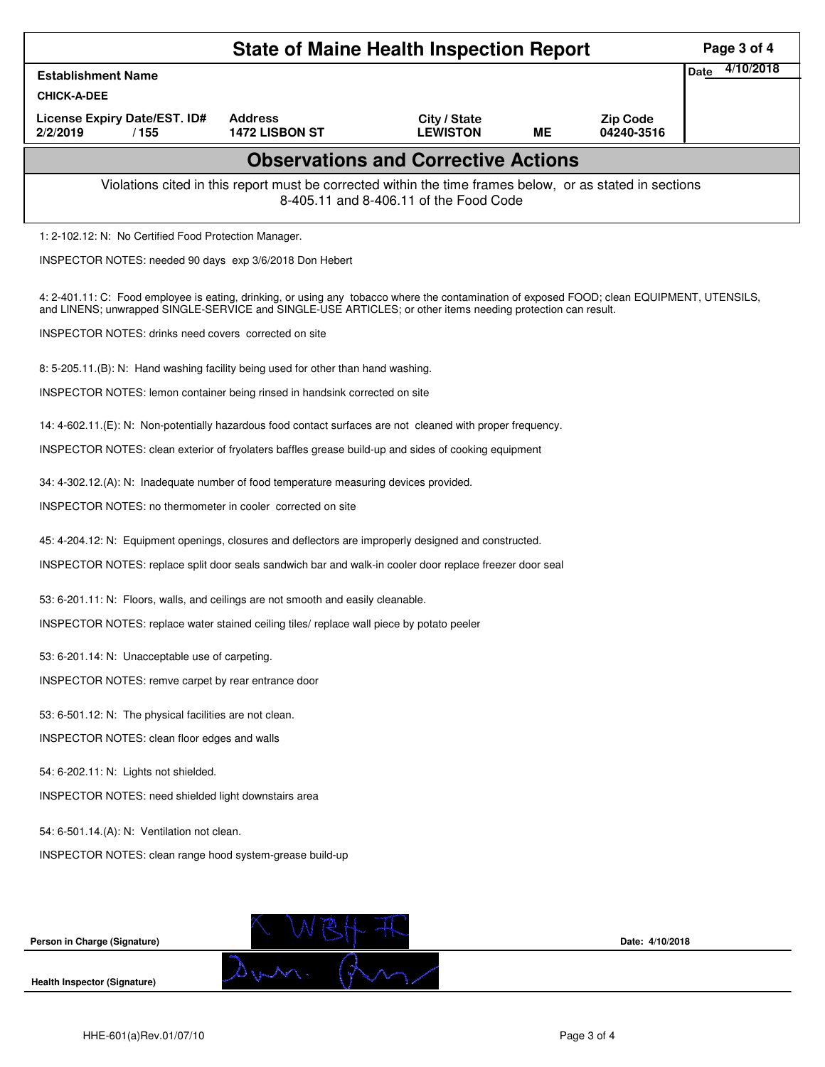# State of Maine Health Inspection Report

| Establishment Name | | | | | Date 4/10/2018 |
|---|---|---|---|---|---|
| CHICK-A-DEE | | | | | |
| License Expiry Date/EST. ID# | Address | City / State | | Zip Code | |
| 2/2/2019 / 155 | 1472 LISBON ST | LEWISTON | ME | 04240-3516 | |

## Observations and Corrective Actions

Violations cited in this report must be corrected within the time frames below, or as stated in sections 8-405.11 and 8-406.11 of the Food Code

1: 2-102.12: N: No Certified Food Protection Manager.

INSPECTOR NOTES: needed 90 days exp 3/6/2018 Don Hebert

4: 2-401.11: C: Food employee is eating, drinking, or using any tobacco where the contamination of exposed FOOD; clean EQUIPMENT, UTENSILS, and LINENS; unwrapped SINGLE-SERVICE and SINGLE-USE ARTICLES; or other items needing protection can result.

INSPECTOR NOTES: drinks need covers corrected on site

8: 5-205.11.(B): N: Hand washing facility being used for other than hand washing.

INSPECTOR NOTES: lemon container being rinsed in handsink corrected on site

14: 4-602.11.(E): N: Non-potentially hazardous food contact surfaces are not cleaned with proper frequency.

INSPECTOR NOTES: clean exterior of fryolaters baffles grease build-up and sides of cooking equipment

34: 4-302.12.(A): N: Inadequate number of food temperature measuring devices provided.

INSPECTOR NOTES: no thermometer in cooler corrected on site

45: 4-204.12: N: Equipment openings, closures and deflectors are improperly designed and constructed.

INSPECTOR NOTES: replace split door seals sandwich bar and walk-in cooler door replace freezer door seal

53: 6-201.11: N: Floors, walls, and ceilings are not smooth and easily cleanable.

INSPECTOR NOTES: replace water stained ceiling tiles/ replace wall piece by potato peeler

53: 6-201.14: N: Unacceptable use of carpeting.

INSPECTOR NOTES: remve carpet by rear entrance door

53: 6-501.12: N: The physical facilities are not clean.

INSPECTOR NOTES: clean floor edges and walls

54: 6-202.11: N: Lights not shielded.

INSPECTOR NOTES: need shielded light downstairs area

54: 6-501.14.(A): N: Ventilation not clean.

INSPECTOR NOTES: clean range hood system-grease build-up

**Person in Charge (Signature)** Date: 4/10/2018

**Health Inspector (Signature)**

HHE-601(a)Rev.01/07/10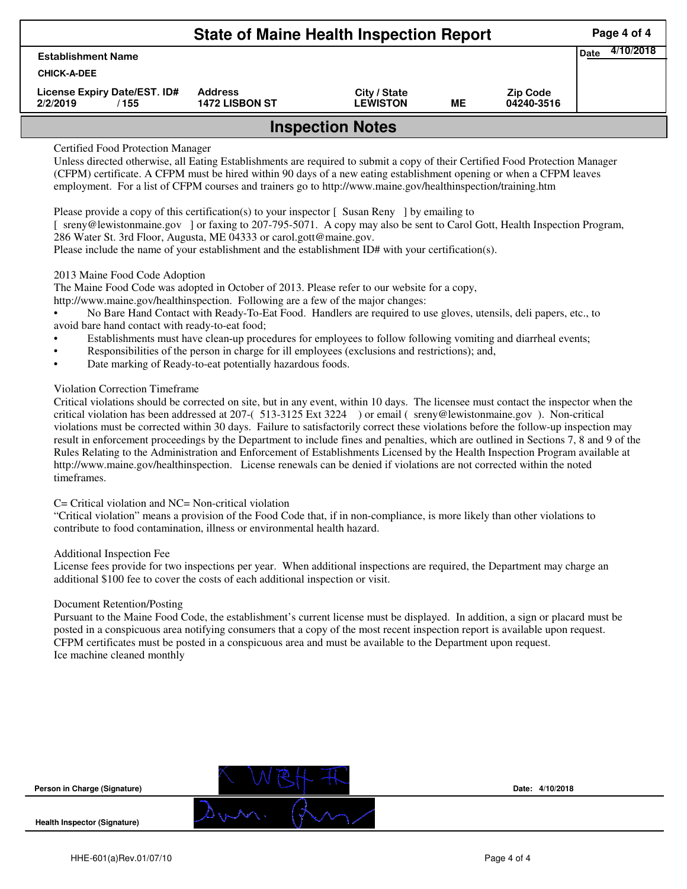# State of Maine Health Inspection Report

| Establishment Name | | | | | Date 4/10/2018 |
|---|---|---|---|---|---|
| CHICK-A-DEE | | | | | |
| License Expiry Date/EST. ID# | Address | City / State | | Zip Code | |
| 2/2/2019 / 155 | 1472 LISBON ST | LEWISTON | ME | 04240-3516 | |

## Inspection Notes

Certified Food Protection Manager

Unless directed otherwise, all Eating Establishments are required to submit a copy of their Certified Food Protection Manager (CFPM) certificate. A CFPM must be hired within 90 days of a new eating establishment opening or when a CFPM leaves employment. For a list of CFPM courses and trainers go to http://www.maine.gov/healthinspection/training.htm

Please provide a copy of this certification(s) to your inspector [ Susan Reny ] by emailing to [ sreny@lewistonmaine.gov ] or faxing to 207-795-5071. A copy may also be sent to Carol Gott, Health Inspection Program, 286 Water St. 3rd Floor, Augusta, ME 04333 or carol.gott@maine.gov.

Please include the name of your establishment and the establishment ID# with your certification(s).

2013 Maine Food Code Adoption

The Maine Food Code was adopted in October of 2013. Please refer to our website for a copy, http://www.maine.gov/healthinspection. Following are a few of the major changes:

- No Bare Hand Contact with Ready-To-Eat Food. Handlers are required to use gloves, utensils, deli papers, etc., to avoid bare hand contact with ready-to-eat food;
- Establishments must have clean-up procedures for employees to follow following vomiting and diarrheal events;
- Responsibilities of the person in charge for ill employees (exclusions and restrictions); and,
- Date marking of Ready-to-eat potentially hazardous foods.

Violation Correction Timeframe

Critical violations should be corrected on site, but in any event, within 10 days. The licensee must contact the inspector when the critical violation has been addressed at 207-( 513-3125 Ext 3224 ) or email ( sreny@lewistonmaine.gov ). Non-critical violations must be corrected within 30 days. Failure to satisfactorily correct these violations before the follow-up inspection may result in enforcement proceedings by the Department to include fines and penalties, which are outlined in Sections 7, 8 and 9 of the Rules Relating to the Administration and Enforcement of Establishments Licensed by the Health Inspection Program available at http://www.maine.gov/healthinspection. License renewals can be denied if violations are not corrected within the noted timeframes.

C= Critical violation and NC= Non-critical violation

"Critical violation" means a provision of the Food Code that, if in non-compliance, is more likely than other violations to contribute to food contamination, illness or environmental health hazard.

Additional Inspection Fee

License fees provide for two inspections per year. When additional inspections are required, the Department may charge an additional $100 fee to cover the costs of each additional inspection or visit.

Document Retention/Posting

Pursuant to the Maine Food Code, the establishment's current license must be displayed. In addition, a sign or placard must be posted in a conspicuous area notifying consumers that a copy of the most recent inspection report is available upon request. CFPM certificates must be posted in a conspicuous area and must be available to the Department upon request.

Ice machine cleaned monthly

Person in Charge (Signature) Date: 4/10/2018

Health Inspector (Signature)

HHE-601(a)Rev.01/07/10